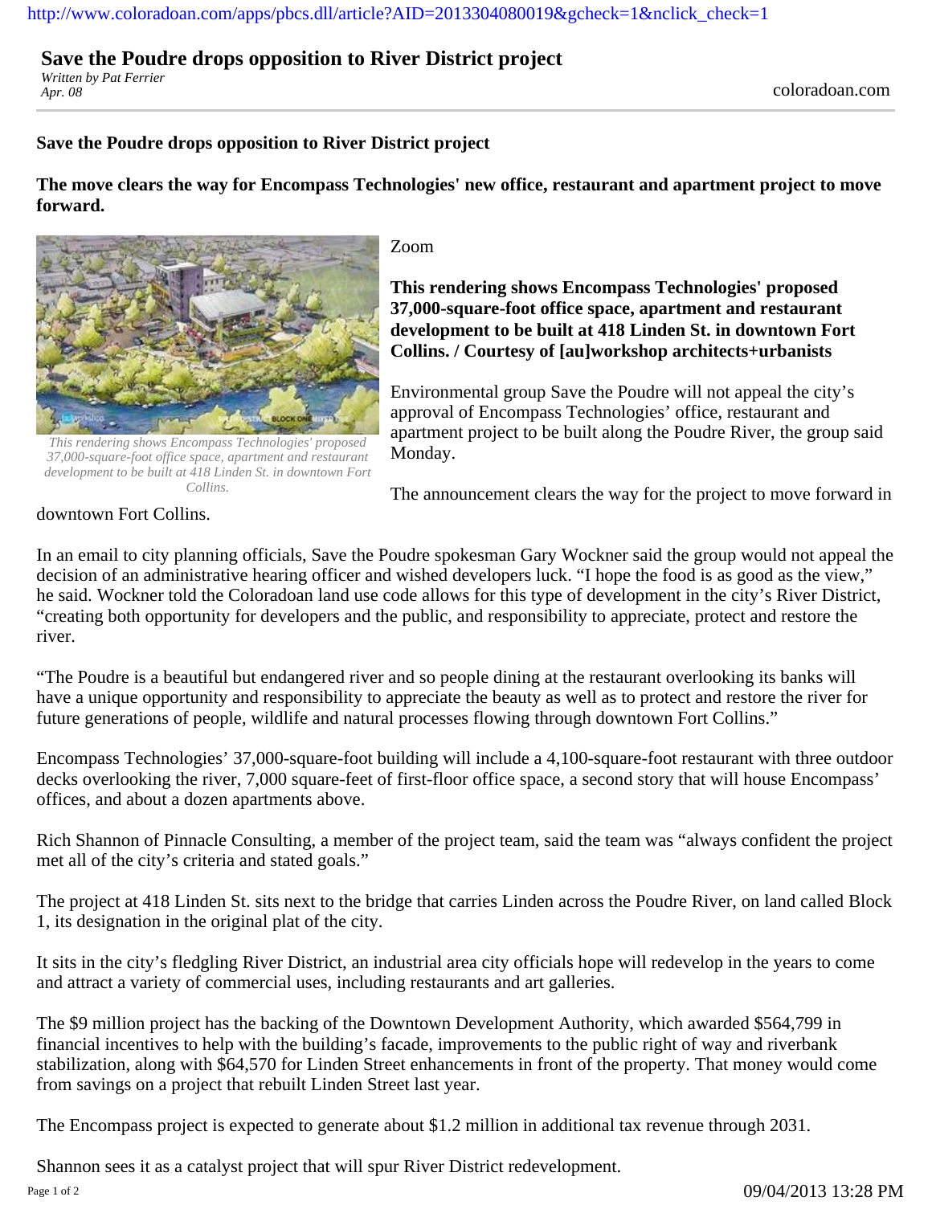http://www.coloradoan.com/apps/pbcs.dll/article?AID=2013304080019&gcheck=1&nclick_check=1

# Save the Poudre drops opposition to River District project

*Written by Pat Ferrier*
*Apr. 08*

coloradoan.com

## Save the Poudre drops opposition to River District project

**The move clears the way for Encompass Technologies' new office, restaurant and apartment project to move forward.**

*This rendering shows Encompass Technologies' proposed 37,000-square-foot office space, apartment and restaurant development to be built at 418 Linden St. in downtown Fort Collins.*

Zoom

**This rendering shows Encompass Technologies' proposed 37,000-square-foot office space, apartment and restaurant development to be built at 418 Linden St. in downtown Fort Collins. / Courtesy of [au]workshop architects+urbanists**

Environmental group Save the Poudre will not appeal the city's approval of Encompass Technologies' office, restaurant and apartment project to be built along the Poudre River, the group said Monday.

The announcement clears the way for the project to move forward in downtown Fort Collins.

In an email to city planning officials, Save the Poudre spokesman Gary Wockner said the group would not appeal the decision of an administrative hearing officer and wished developers luck. "I hope the food is as good as the view," he said. Wockner told the Coloradoan land use code allows for this type of development in the city's River District, "creating both opportunity for developers and the public, and responsibility to appreciate, protect and restore the river.

"The Poudre is a beautiful but endangered river and so people dining at the restaurant overlooking its banks will have a unique opportunity and responsibility to appreciate the beauty as well as to protect and restore the river for future generations of people, wildlife and natural processes flowing through downtown Fort Collins."

Encompass Technologies' 37,000-square-foot building will include a 4,100-square-foot restaurant with three outdoor decks overlooking the river, 7,000 square-feet of first-floor office space, a second story that will house Encompass' offices, and about a dozen apartments above.

Rich Shannon of Pinnacle Consulting, a member of the project team, said the team was "always confident the project met all of the city's criteria and stated goals."

The project at 418 Linden St. sits next to the bridge that carries Linden across the Poudre River, on land called Block 1, its designation in the original plat of the city.

It sits in the city's fledgling River District, an industrial area city officials hope will redevelop in the years to come and attract a variety of commercial uses, including restaurants and art galleries.

The $9 million project has the backing of the Downtown Development Authority, which awarded $564,799 in financial incentives to help with the building's facade, improvements to the public right of way and riverbank stabilization, along with $64,570 for Linden Street enhancements in front of the property. That money would come from savings on a project that rebuilt Linden Street last year.

The Encompass project is expected to generate about $1.2 million in additional tax revenue through 2031.

Shannon sees it as a catalyst project that will spur River District redevelopment.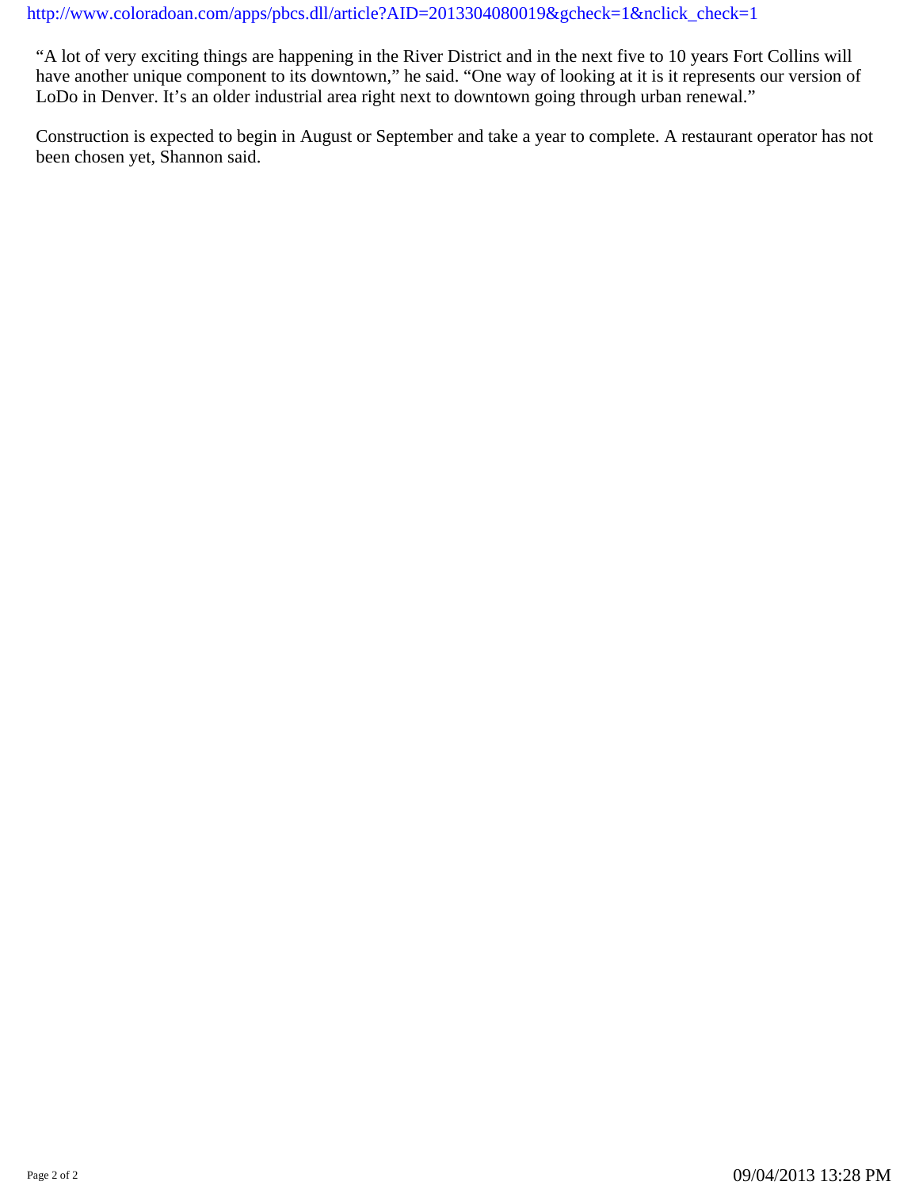"A lot of very exciting things are happening in the River District and in the next five to 10 years Fort Collins will have another unique component to its downtown," he said. "One way of looking at it is it represents our version of LoDo in Denver. It's an older industrial area right next to downtown going through urban renewal."

Construction is expected to begin in August or September and take a year to complete. A restaurant operator has not been chosen yet, Shannon said.